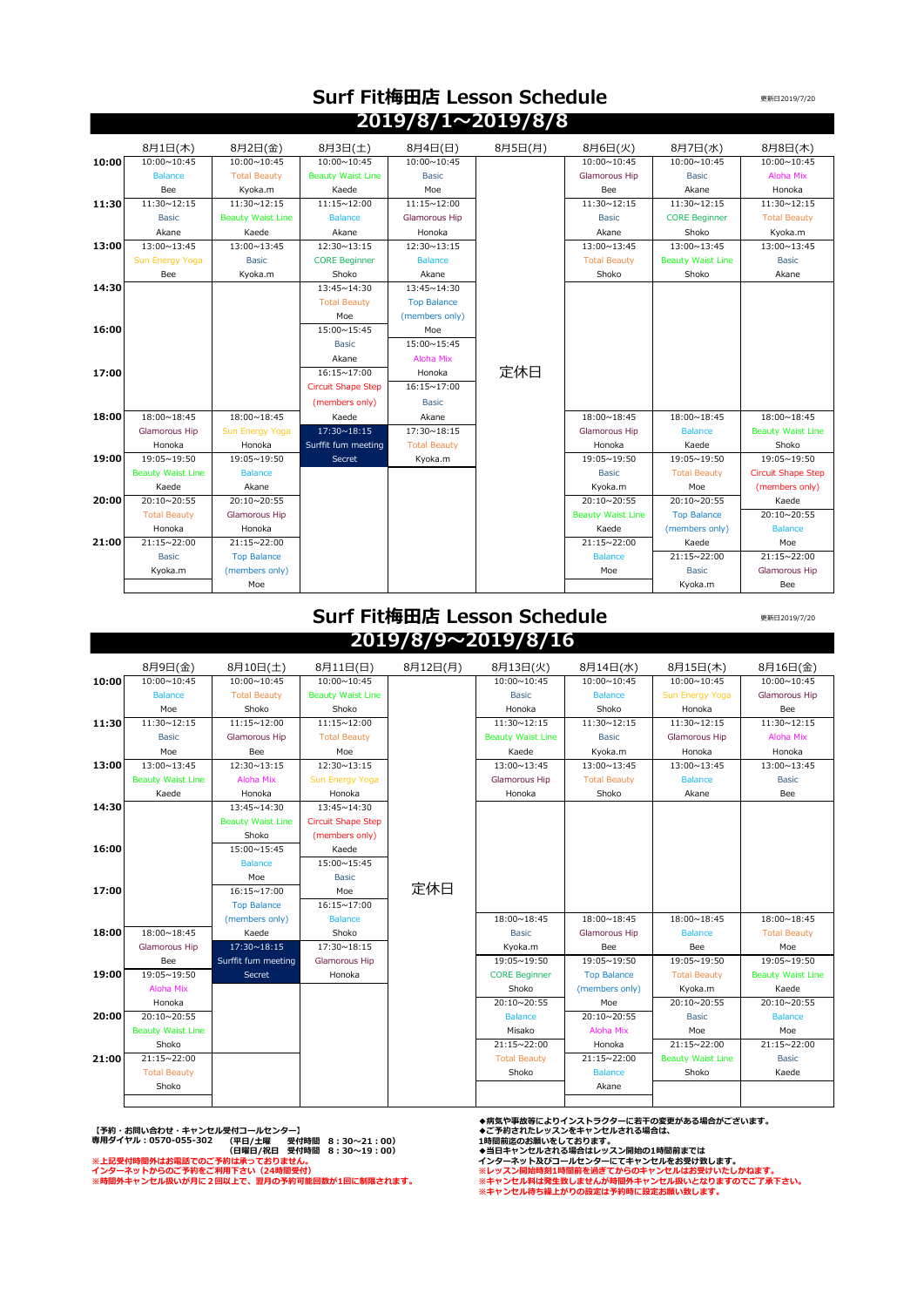# Surf Fit梅田店 Lesson Schedule

更新日2019/7/20

## 2019/8/1～2019/8/8

| | 8月1日(木) | 8月2日(金) | 8月3日(土) | 8月4日(日) | 8月5日(月) | 8月6日(火) | 8月7日(水) | 8月8日(木) |
|---|---|---|---|---|---|---|---|---|
| 10:00 | 10:00～10:45 Balance Bee | 10:00～10:45 Total Beauty Kyoka.m | 10:00～10:45 Beauty Waist Line Kaede | 10:00～10:45 Basic Moe | 定休日 | 10:00～10:45 Glamorous Hip Bee | 10:00～10:45 Basic Akane | 10:00～10:45 Aloha Mix Honoka |
| 11:30 | 11:30～12:15 Basic Akane | 11:30～12:15 Beauty Waist Line Kaede | 11:15～12:00 Balance Akane | 11:15～12:00 Glamorous Hip Honoka | | 11:30～12:15 Basic Akane | 11:30～12:15 CORE Beginner Shoko | 11:30～12:15 Total Beauty Kyoka.m |
| 13:00 | 13:00～13:45 Sun Energy Yoga Bee | 13:00～13:45 Basic Kyoka.m | 12:30～13:15 CORE Beginner Shoko | 12:30～13:15 Balance Akane | | 13:00～13:45 Total Beauty Shoko | 13:00～13:45 Beauty Waist Line Shoko | 13:00～13:45 Basic Akane |
| 14:30 | | | 13:45～14:30 Total Beauty Moe | 13:45～14:30 Top Balance (members only) Moe | | | | |
| 16:00 | | | 15:00～15:45 Basic Akane | 15:00～15:45 Aloha Mix Honoka | | | | |
| 17:00 | | | 16:15～17:00 Circuit Shape Step (members only) Kaede | 16:15～17:00 Basic Akane | | | | |
| 18:00 | 18:00～18:45 Glamorous Hip Honoka | 18:00～18:45 Sun Energy Yoga Honoka | 17:30～18:15 Surffit fum meeting Secret | 17:30～18:15 Total Beauty Kyoka.m | | 18:00～18:45 Glamorous Hip Honoka | 18:00～18:45 Balance Kaede | 18:00～18:45 Beauty Waist Line Shoko |
| 19:00 | 19:05～19:50 Beauty Waist Line Kaede | 19:05～19:50 Balance Akane | | | | 19:05～19:50 Basic Kyoka.m | 19:05～19:50 Total Beauty Moe | 19:05～19:50 Circuit Shape Step (members only) Kaede |
| 20:00 | 20:10～20:55 Total Beauty Honoka | 20:10～20:55 Glamorous Hip Honoka | | | | 20:10～20:55 Beauty Waist Line Kaede | 20:10～20:55 Top Balance (members only) Kaede | 20:10～20:55 Balance Moe |
| 21:00 | 21:15～22:00 Basic Kyoka.m | 21:15～22:00 Top Balance (members only) Moe | | | | 21:15～22:00 Balance Moe | 21:15～22:00 Basic Kyoka.m | 21:15～22:00 Glamorous Hip Bee |

# Surf Fit梅田店 Lesson Schedule

更新日2019/7/20

## 2019/8/9～2019/8/16

| | 8月9日(金) | 8月10日(土) | 8月11日(日) | 8月12日(月) | 8月13日(火) | 8月14日(水) | 8月15日(木) | 8月16日(金) |
|---|---|---|---|---|---|---|---|---|
| 10:00 | 10:00～10:45 Balance Moe | 10:00～10:45 Total Beauty Shoko | 10:00～10:45 Beauty Waist Line Shoko | 定休日 | 10:00～10:45 Basic Honoka | 10:00～10:45 Balance Shoko | 10:00～10:45 Sun Energy Yoga Honoka | 10:00～10:45 Glamorous Hip Bee |
| 11:30 | 11:30～12:15 Basic Moe | 11:15～12:00 Glamorous Hip Bee | 11:15～12:00 Total Beauty Moe | | 11:30～12:15 Beauty Waist Line Kaede | 11:30～12:15 Basic Kyoka.m | 11:30～12:15 Glamorous Hip Honoka | 11:30～12:15 Aloha Mix Honoka |
| 13:00 | 13:00～13:45 Beauty Waist Line Kaede | 12:30～13:15 Aloha Mix Honoka | 12:30～13:15 Sun Energy Yoga Honoka | | 13:00～13:45 Glamorous Hip Honoka | 13:00～13:45 Total Beauty Shoko | 13:00～13:45 Balance Akane | 13:00～13:45 Basic Bee |
| 14:30 | | 13:45～14:30 Beauty Waist Line Shoko | 13:45～14:30 Circuit Shape Step (members only) Kaede | | | | | |
| 16:00 | | 15:00～15:45 Balance Moe | 15:00～15:45 Basic Moe | | | | | |
| 17:00 | | 16:15～17:00 Top Balance (members only) Kaede | 16:15～17:00 Balance Shoko | | | | | |
| 18:00 | 18:00～18:45 Glamorous Hip Bee | 17:30～18:15 Surffit fum meeting Secret | 17:30～18:15 Glamorous Hip Honoka | | 18:00～18:45 Basic Kyoka.m | 18:00～18:45 Glamorous Hip Bee | 18:00～18:45 Balance Bee | 18:00～18:45 Total Beauty Moe |
| 19:00 | 19:05～19:50 Aloha Mix Honoka | | | | 19:05～19:50 CORE Beginner Shoko | 19:05～19:50 Top Balance (members only) Moe | 19:05～19:50 Total Beauty Kyoka.m | 19:05～19:50 Beauty Waist Line Kaede |
| 20:00 | 20:10～20:55 Beauty Waist Line Shoko | | | | 20:10～20:55 Balance Misako | 20:10～20:55 Aloha Mix Honoka | 20:10～20:55 Basic Moe | 20:10～20:55 Balance Moe |
| 21:00 | 21:15～22:00 Total Beauty Shoko | | | | 21:15～22:00 Total Beauty Shoko | 21:15～22:00 Balance Akane | 21:15～22:00 Beauty Waist Line Shoko | 21:15～22:00 Basic Kaede |

**【予約・お問い合わせ・キャンセル受付コールセンター】**
**専用ダイヤル：0570-055-302　（平日/土曜　受付時間　8：30～21：00）**
**（日曜日/祝日　受付時間　8：30～19：00）**
※上記受付時間外はお電話でのご予約は承っておりません。
インターネットからのご予約をご利用下さい（24時間受付）
※時間外キャンセル扱いが月に２回以上で、翌月の予約可能回数が1回に制限されます。

◆病気や事故等によりインストラクターに若干の変更がある場合がございます。
◆ご予約されたレッスンをキャンセルされる場合は、
1時間前迄のお願いをしております。
◆当日キャンセルされる場合はレッスン開始の1時間前までは
インターネット及びコールセンターにてキャンセルをお受け致します。
※レッスン開始時刻1時間前を過ぎてからのキャンセルはお受けいたしかねます。
※キャンセル料は発生致しませんが時間外キャンセル扱いとなりますのでご了承下さい。
※キャンセル待ち繰上がりの設定は予約時に設定お願い致します。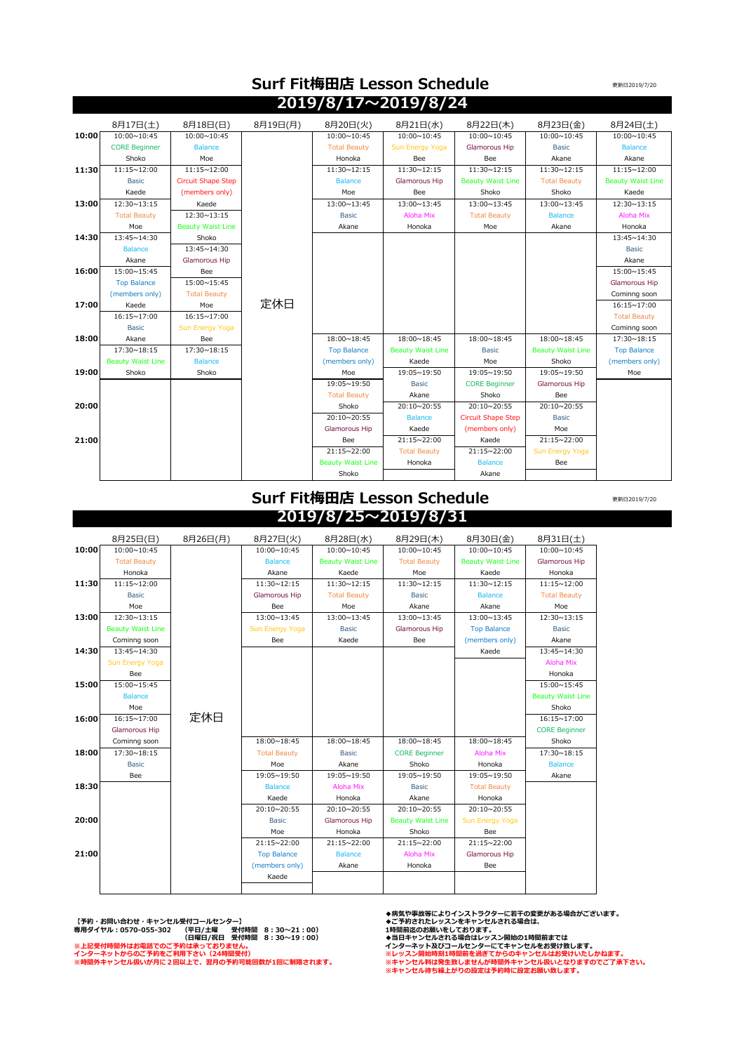# Surf Fit梅田店 Lesson Schedule

更新日2019/7/20

## 2019/8/17～2019/8/24

| | 8月17日(土) | 8月18日(日) | 8月19日(月) | 8月20日(火) | 8月21日(水) | 8月22日(木) | 8月23日(金) | 8月24日(土) |
|---|---|---|---|---|---|---|---|---|
| 10:00 | 10:00~10:45<br>CORE Beginner<br>Shoko | 10:00~10:45<br>Balance<br>Moe | 定休日 | 10:00~10:45<br>Total Beauty<br>Honoka | 10:00~10:45<br>Sun Energy Yoga<br>Bee | 10:00~10:45<br>Glamorous Hip<br>Bee | 10:00~10:45<br>Basic<br>Akane | 10:00~10:45<br>Balance<br>Akane |
| 11:30 | 11:15~12:00<br>Basic<br>Kaede | 11:15~12:00<br>Circuit Shape Step<br>(members only)<br>Kaede | | 11:30~12:15<br>Balance<br>Moe | 11:30~12:15<br>Glamorous Hip<br>Bee | 11:30~12:15<br>Beauty Waist Line<br>Shoko | 11:30~12:15<br>Total Beauty<br>Shoko | 11:15~12:00<br>Beauty Waist Line<br>Kaede |
| 13:00 | 12:30~13:15<br>Total Beauty<br>Moe | 12:30~13:15<br>Beauty Waist Line<br>Shoko | | 13:00~13:45<br>Basic<br>Akane | 13:00~13:45<br>Aloha Mix<br>Honoka | 13:00~13:45<br>Total Beauty<br>Moe | 13:00~13:45<br>Balance<br>Akane | 12:30~13:15<br>Aloha Mix<br>Honoka |
| 14:30 | 13:45~14:30<br>Balance<br>Akane | 13:45~14:30<br>Glamorous Hip<br>Bee | | | | | | 13:45~14:30<br>Basic<br>Akane |
| 16:00 | 15:00~15:45<br>Top Balance<br>(members only)<br>Kaede | 15:00~15:45<br>Total Beauty<br>Moe | | | | | | 15:00~15:45<br>Glamorous Hip<br>Comming soon |
| 17:00 | 16:15~17:00<br>Basic<br>Akane | 16:15~17:00<br>Sun Energy Yoga<br>Bee | | | | | | 16:15~17:00<br>Total Beauty<br>Comming soon |
| 18:00 | 17:30~18:15<br>Beauty Waist Line<br>Shoko | 17:30~18:15<br>Balance<br>Shoko | | 18:00~18:45<br>Top Balance<br>(members only)<br>Moe | 18:00~18:45<br>Beauty Waist Line<br>Kaede | 18:00~18:45<br>Basic<br>Moe | 18:00~18:45<br>Beauty Waist Line<br>Shoko | 17:30~18:15<br>Top Balance<br>(members only)<br>Moe |
| 19:00 | | | | 19:05~19:50<br>Total Beauty<br>Shoko | 19:05~19:50<br>Basic<br>Akane | 19:05~19:50<br>CORE Beginner<br>Shoko | 19:05~19:50<br>Glamorous Hip<br>Bee | |
| 20:00 | | | | 20:10~20:55<br>Glamorous Hip<br>Bee | 20:10~20:55<br>Balance<br>Kaede | 20:10~20:55<br>Circuit Shape Step<br>(members only)<br>Kaede | 20:10~20:55<br>Basic<br>Moe | |
| 21:00 | | | | 21:15~22:00<br>Beauty Waist Line<br>Shoko | 21:15~22:00<br>Total Beauty<br>Honoka | 21:15~22:00<br>Balance<br>Akane | 21:15~22:00<br>Sun Energy Yoga<br>Bee | |

# Surf Fit梅田店 Lesson Schedule

更新日2019/7/20

## 2019/8/25～2019/8/31

| | 8月25日(日) | 8月26日(月) | 8月27日(火) | 8月28日(水) | 8月29日(木) | 8月30日(金) | 8月31日(土) |
|---|---|---|---|---|---|---|---|
| 10:00 | 10:00~10:45<br>Total Beauty<br>Honoka | 定休日 | 10:00~10:45<br>Balance<br>Akane | 10:00~10:45<br>Beauty Waist Line<br>Kaede | 10:00~10:45<br>Total Beauty<br>Moe | 10:00~10:45<br>Beauty Waist Line<br>Kaede | 10:00~10:45<br>Glamorous Hip<br>Honoka |
| 11:30 | 11:15~12:00<br>Basic<br>Moe | | 11:30~12:15<br>Glamorous Hip<br>Bee | 11:30~12:15<br>Total Beauty<br>Moe | 11:30~12:15<br>Basic<br>Akane | 11:30~12:15<br>Balance<br>Akane | 11:15~12:00<br>Total Beauty<br>Moe |
| 13:00 | 12:30~13:15<br>Beauty Waist Line<br>Comming soon | | 13:00~13:45<br>Sun Energy Yoga<br>Bee | 13:00~13:45<br>Basic<br>Kaede | 13:00~13:45<br>Glamorous Hip<br>Bee | 13:00~13:45<br>Top Balance<br>(members only)<br>Kaede | 12:30~13:15<br>Basic<br>Akane |
| 14:30 | 13:45~14:30<br>Sun Energy Yoga<br>Bee | | | | | | 13:45~14:30<br>Aloha Mix<br>Honoka |
| 15:00 | 15:00~15:45<br>Balance<br>Moe | | | | | | 15:00~15:45<br>Beauty Waist Line<br>Shoko |
| 16:00 | 16:15~17:00<br>Glamorous Hip<br>Comming soon | | | | | | 16:15~17:00<br>CORE Beginner<br>Shoko |
| 18:00 | 17:30~18:15<br>Basic<br>Bee | | 18:00~18:45<br>Total Beauty<br>Moe | 18:00~18:45<br>Basic<br>Akane | 18:00~18:45<br>CORE Beginner<br>Shoko | 18:00~18:45<br>Aloha Mix<br>Honoka | 17:30~18:15<br>Balance<br>Akane |
| 18:30 | | | 19:05~19:50<br>Balance<br>Kaede | 19:05~19:50<br>Aloha Mix<br>Honoka | 19:05~19:50<br>Basic<br>Akane | 19:05~19:50<br>Total Beauty<br>Honoka | |
| 20:00 | | | 20:10~20:55<br>Basic<br>Moe | 20:10~20:55<br>Glamorous Hip<br>Honoka | 20:10~20:55<br>Beauty Waist Line<br>Shoko | 20:10~20:55<br>Sun Energy Yoga<br>Bee | |
| 21:00 | | | 21:15~22:00<br>Top Balance<br>(members only)<br>Kaede | 21:15~22:00<br>Balance<br>Akane | 21:15~22:00<br>Aloha Mix<br>Honoka | 21:15~22:00<br>Glamorous Hip<br>Bee | |

**【予約・お問い合わせ・キャンセル受付コールセンター】**
**専用ダイヤル：0570-055-302　（平日/土曜　受付時間　8：30~21：00）**
**（日曜日/祝日　受付時間　8：30~19：00）**
**※上記受付時間外はお電話でのご予約は承っておりません。**
**インターネットからのご予約をご利用下さい（24時間受付）**
**※時間外キャンセル扱いが月に2回以上で、翌月の予約可能回数が1回に制限されます。**

**◆病気や事故等によりインストラクターに若干の変更がある場合がございます。**
**◆ご予約されたレッスンをキャンセルされる場合は、**
**1時間前迄のお願いをしております。**
**◆当日キャンセルされる場合はレッスン開始の1時間前までは**
**インターネット及びコールセンターにてキャンセルをお受け致します。**
**※レッスン開始時刻1時間前を過ぎてからのキャンセルはお受けいたしかねます。**
**※キャンセル料は発生致しませんが時間外キャンセル扱いとなりますのでご了承下さい。**
**※キャンセル待ち繰上がりの設定は予約時に設定お願い致します。**